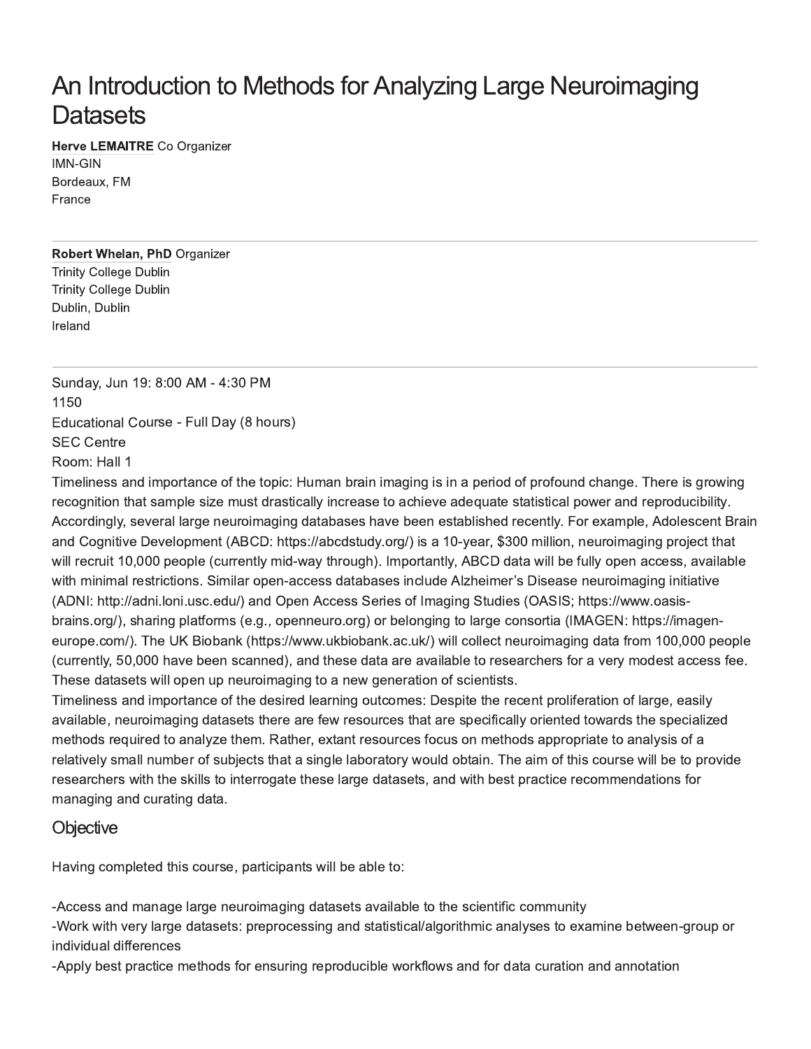# An Introduction to Methods for Analyzing Large Neuroimaging Datasets

**Herve LEMAITRE** Co Organizer
IMN-GIN
Bordeaux, FM
France

---

**Robert Whelan, PhD** Organizer
Trinity College Dublin
Trinity College Dublin
Dublin, Dublin
Ireland

---

Sunday, Jun 19: 8:00 AM - 4:30 PM
1150
Educational Course - Full Day (8 hours)
SEC Centre
Room: Hall 1

Timeliness and importance of the topic: Human brain imaging is in a period of profound change. There is growing recognition that sample size must drastically increase to achieve adequate statistical power and reproducibility. Accordingly, several large neuroimaging databases have been established recently. For example, Adolescent Brain and Cognitive Development (ABCD: https://abcdstudy.org/) is a 10-year, $300 million, neuroimaging project that will recruit 10,000 people (currently mid-way through). Importantly, ABCD data will be fully open access, available with minimal restrictions. Similar open-access databases include Alzheimer's Disease neuroimaging initiative (ADNI: http://adni.loni.usc.edu/) and Open Access Series of Imaging Studies (OASIS; https://www.oasis-brains.org/), sharing platforms (e.g., openneuro.org) or belonging to large consortia (IMAGEN: https://imagen-europe.com/). The UK Biobank (https://www.ukbiobank.ac.uk/) will collect neuroimaging data from 100,000 people (currently, 50,000 have been scanned), and these data are available to researchers for a very modest access fee. These datasets will open up neuroimaging to a new generation of scientists.

Timeliness and importance of the desired learning outcomes: Despite the recent proliferation of large, easily available, neuroimaging datasets there are few resources that are specifically oriented towards the specialized methods required to analyze them. Rather, extant resources focus on methods appropriate to analysis of a relatively small number of subjects that a single laboratory would obtain. The aim of this course will be to provide researchers with the skills to interrogate these large datasets, and with best practice recommendations for managing and curating data.

## Objective

Having completed this course, participants will be able to:

-Access and manage large neuroimaging datasets available to the scientific community
-Work with very large datasets: preprocessing and statistical/algorithmic analyses to examine between-group or individual differences
-Apply best practice methods for ensuring reproducible workflows and for data curation and annotation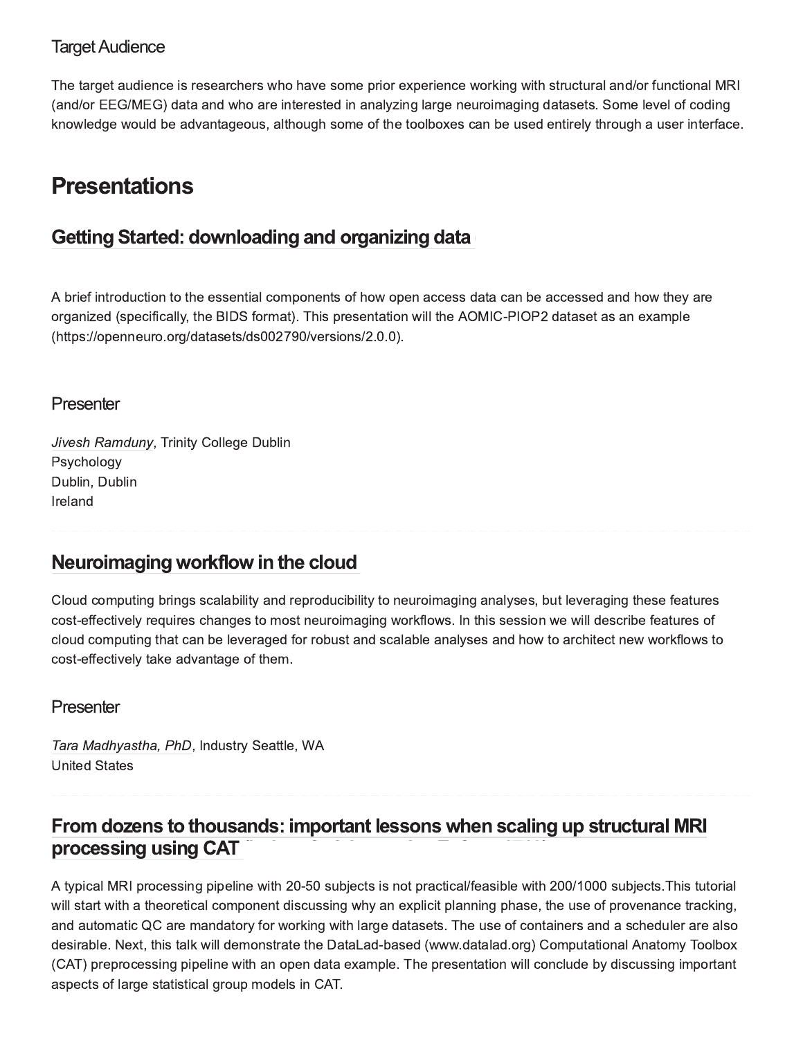### Target Audience

The target audience is researchers who have some prior experience working with structural and/or functional MRI (and/or EEG/MEG) data and who are interested in analyzing large neuroimaging datasets. Some level of coding knowledge would be advantageous, although some of the toolboxes can be used entirely through a user interface.

# Presentations

## Getting Started: downloading and organizing data

A brief introduction to the essential components of how open access data can be accessed and how they are organized (specifically, the BIDS format). This presentation will the AOMIC-PIOP2 dataset as an example (https://openneuro.org/datasets/ds002790/versions/2.0.0).

### Presenter

*Jivesh Ramduny*, Trinity College Dublin
Psychology
Dublin, Dublin
Ireland

## Neuroimaging workflow in the cloud

Cloud computing brings scalability and reproducibility to neuroimaging analyses, but leveraging these features cost-effectively requires changes to most neuroimaging workflows. In this session we will describe features of cloud computing that can be leveraged for robust and scalable analyses and how to architect new workflows to cost-effectively take advantage of them.

### Presenter

*Tara Madhyastha, PhD*, Industry Seattle, WA
United States

## From dozens to thousands: important lessons when scaling up structural MRI processing using CAT

A typical MRI processing pipeline with 20-50 subjects is not practical/feasible with 200/1000 subjects.This tutorial will start with a theoretical component discussing why an explicit planning phase, the use of provenance tracking, and automatic QC are mandatory for working with large datasets. The use of containers and a scheduler are also desirable. Next, this talk will demonstrate the DataLad-based (www.datalad.org) Computational Anatomy Toolbox (CAT) preprocessing pipeline with an open data example. The presentation will conclude by discussing important aspects of large statistical group models in CAT.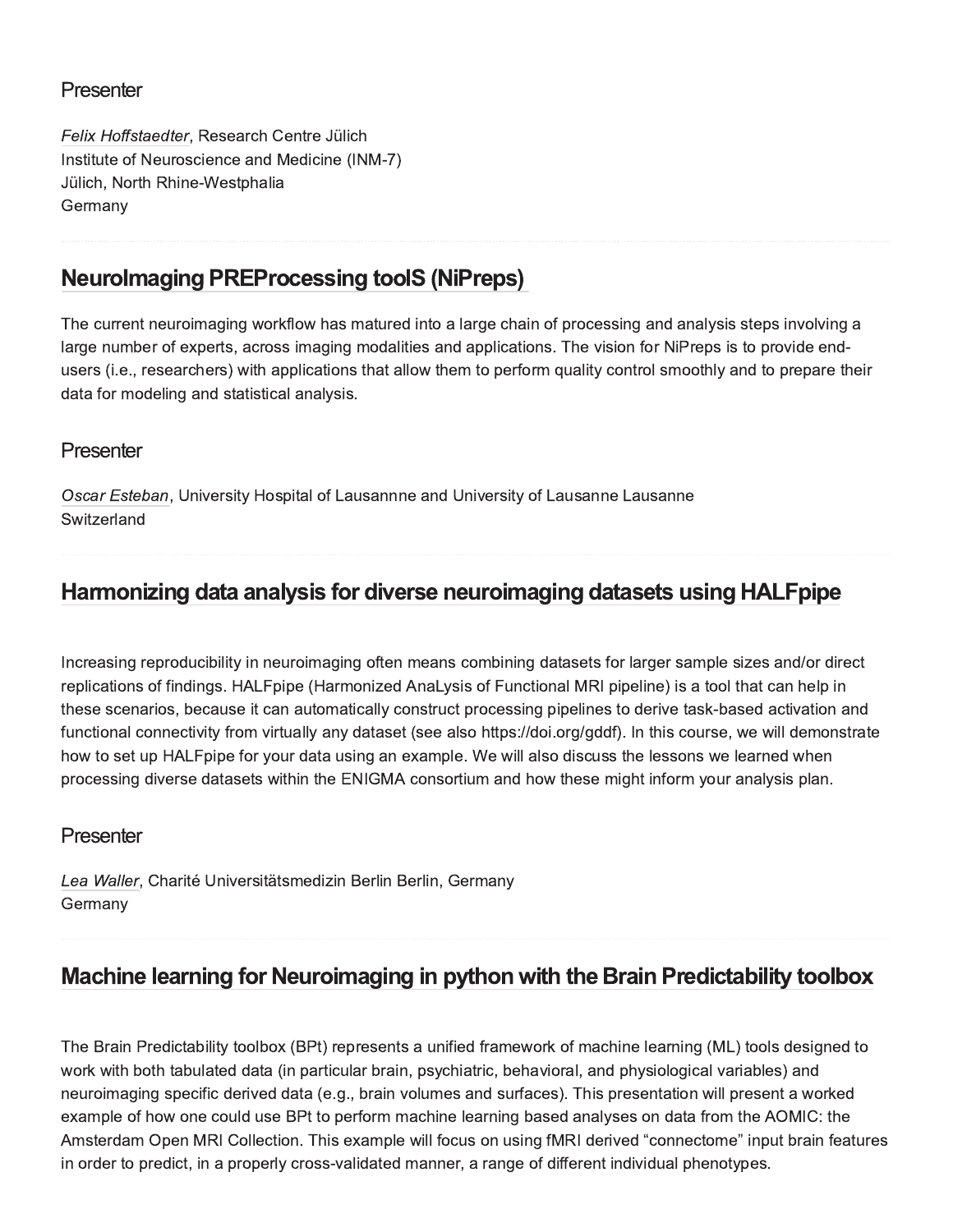### Presenter

*Felix Hoffstaedter*, Research Centre Jülich
Institute of Neuroscience and Medicine (INM-7)
Jülich, North Rhine-Westphalia
Germany

## NeuroImaging PREProcessing toolS (NiPreps)

The current neuroimaging workflow has matured into a large chain of processing and analysis steps involving a large number of experts, across imaging modalities and applications. The vision for NiPreps is to provide end-users (i.e., researchers) with applications that allow them to perform quality control smoothly and to prepare their data for modeling and statistical analysis.

### Presenter

*Oscar Esteban*, University Hospital of Lausannne and University of Lausanne Lausanne
Switzerland

## Harmonizing data analysis for diverse neuroimaging datasets using HALFpipe

Increasing reproducibility in neuroimaging often means combining datasets for larger sample sizes and/or direct replications of findings. HALFpipe (Harmonized AnaLysis of Functional MRI pipeline) is a tool that can help in these scenarios, because it can automatically construct processing pipelines to derive task-based activation and functional connectivity from virtually any dataset (see also https://doi.org/gddf). In this course, we will demonstrate how to set up HALFpipe for your data using an example. We will also discuss the lessons we learned when processing diverse datasets within the ENIGMA consortium and how these might inform your analysis plan.

### Presenter

*Lea Waller*, Charité Universitätsmedizin Berlin Berlin, Germany
Germany

## Machine learning for Neuroimaging in python with the Brain Predictability toolbox

The Brain Predictability toolbox (BPt) represents a unified framework of machine learning (ML) tools designed to work with both tabulated data (in particular brain, psychiatric, behavioral, and physiological variables) and neuroimaging specific derived data (e.g., brain volumes and surfaces). This presentation will present a worked example of how one could use BPt to perform machine learning based analyses on data from the AOMIC: the Amsterdam Open MRI Collection. This example will focus on using fMRI derived "connectome" input brain features in order to predict, in a properly cross-validated manner, a range of different individual phenotypes.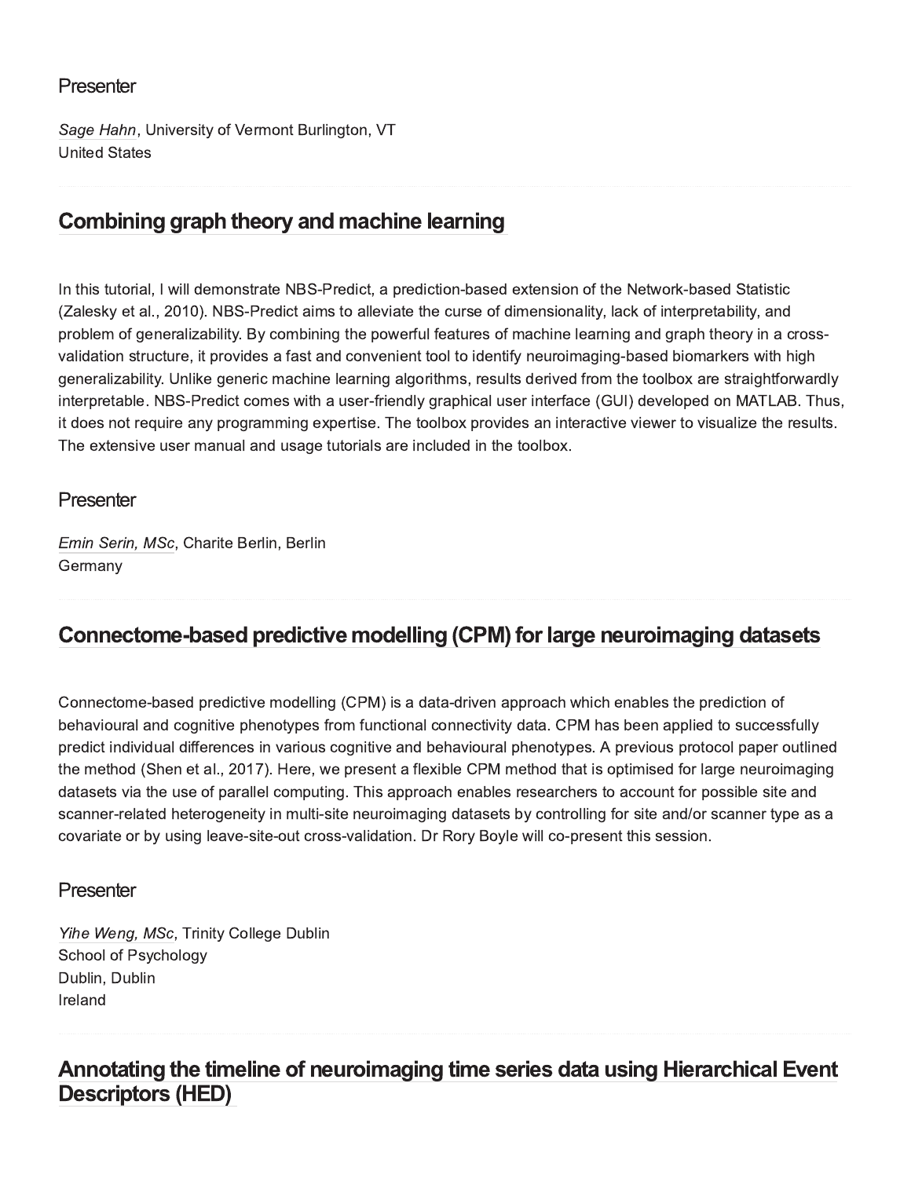### Presenter

*Sage Hahn*, University of Vermont Burlington, VT
United States

## Combining graph theory and machine learning

In this tutorial, I will demonstrate NBS-Predict, a prediction-based extension of the Network-based Statistic (Zalesky et al., 2010). NBS-Predict aims to alleviate the curse of dimensionality, lack of interpretability, and problem of generalizability. By combining the powerful features of machine learning and graph theory in a cross-validation structure, it provides a fast and convenient tool to identify neuroimaging-based biomarkers with high generalizability. Unlike generic machine learning algorithms, results derived from the toolbox are straightforwardly interpretable. NBS-Predict comes with a user-friendly graphical user interface (GUI) developed on MATLAB. Thus, it does not require any programming expertise. The toolbox provides an interactive viewer to visualize the results. The extensive user manual and usage tutorials are included in the toolbox.

### Presenter

*Emin Serin, MSc*, Charite Berlin, Berlin
Germany

## Connectome-based predictive modelling (CPM) for large neuroimaging datasets

Connectome-based predictive modelling (CPM) is a data-driven approach which enables the prediction of behavioural and cognitive phenotypes from functional connectivity data. CPM has been applied to successfully predict individual differences in various cognitive and behavioural phenotypes. A previous protocol paper outlined the method (Shen et al., 2017). Here, we present a flexible CPM method that is optimised for large neuroimaging datasets via the use of parallel computing. This approach enables researchers to account for possible site and scanner-related heterogeneity in multi-site neuroimaging datasets by controlling for site and/or scanner type as a covariate or by using leave-site-out cross-validation. Dr Rory Boyle will co-present this session.

### Presenter

*Yihe Weng, MSc*, Trinity College Dublin
School of Psychology
Dublin, Dublin
Ireland

## Annotating the timeline of neuroimaging time series data using Hierarchical Event Descriptors (HED)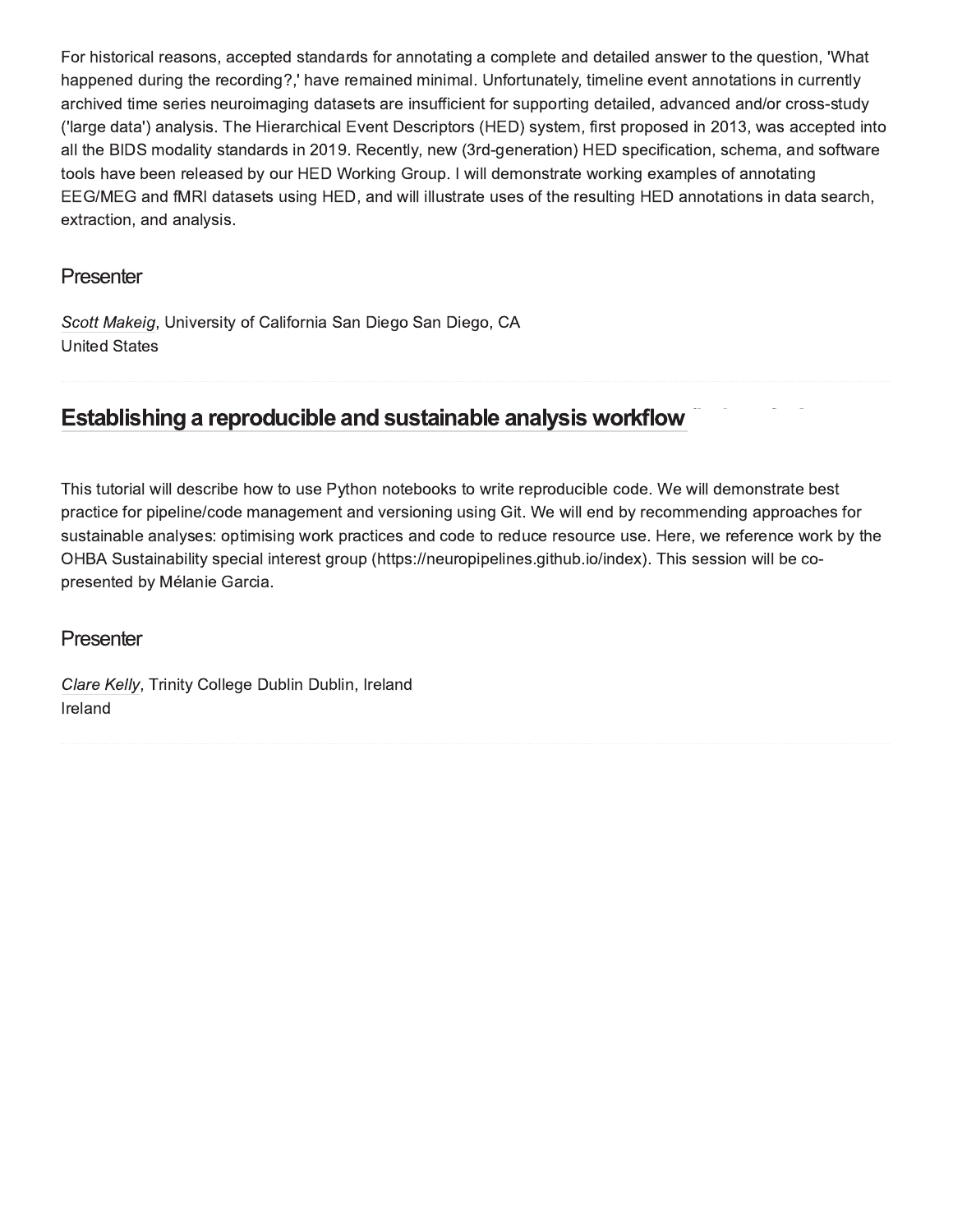For historical reasons, accepted standards for annotating a complete and detailed answer to the question, 'What happened during the recording?,' have remained minimal. Unfortunately, timeline event annotations in currently archived time series neuroimaging datasets are insufficient for supporting detailed, advanced and/or cross-study ('large data') analysis. The Hierarchical Event Descriptors (HED) system, first proposed in 2013, was accepted into all the BIDS modality standards in 2019. Recently, new (3rd-generation) HED specification, schema, and software tools have been released by our HED Working Group. I will demonstrate working examples of annotating EEG/MEG and fMRI datasets using HED, and will illustrate uses of the resulting HED annotations in data search, extraction, and analysis.

### Presenter

*Scott Makeig*, University of California San Diego San Diego, CA
United States

## Establishing a reproducible and sustainable analysis workflow

This tutorial will describe how to use Python notebooks to write reproducible code. We will demonstrate best practice for pipeline/code management and versioning using Git. We will end by recommending approaches for sustainable analyses: optimising work practices and code to reduce resource use. Here, we reference work by the OHBA Sustainability special interest group (https://neuropipelines.github.io/index). This session will be co-presented by Mélanie Garcia.

### Presenter

*Clare Kelly*, Trinity College Dublin Dublin, Ireland
Ireland